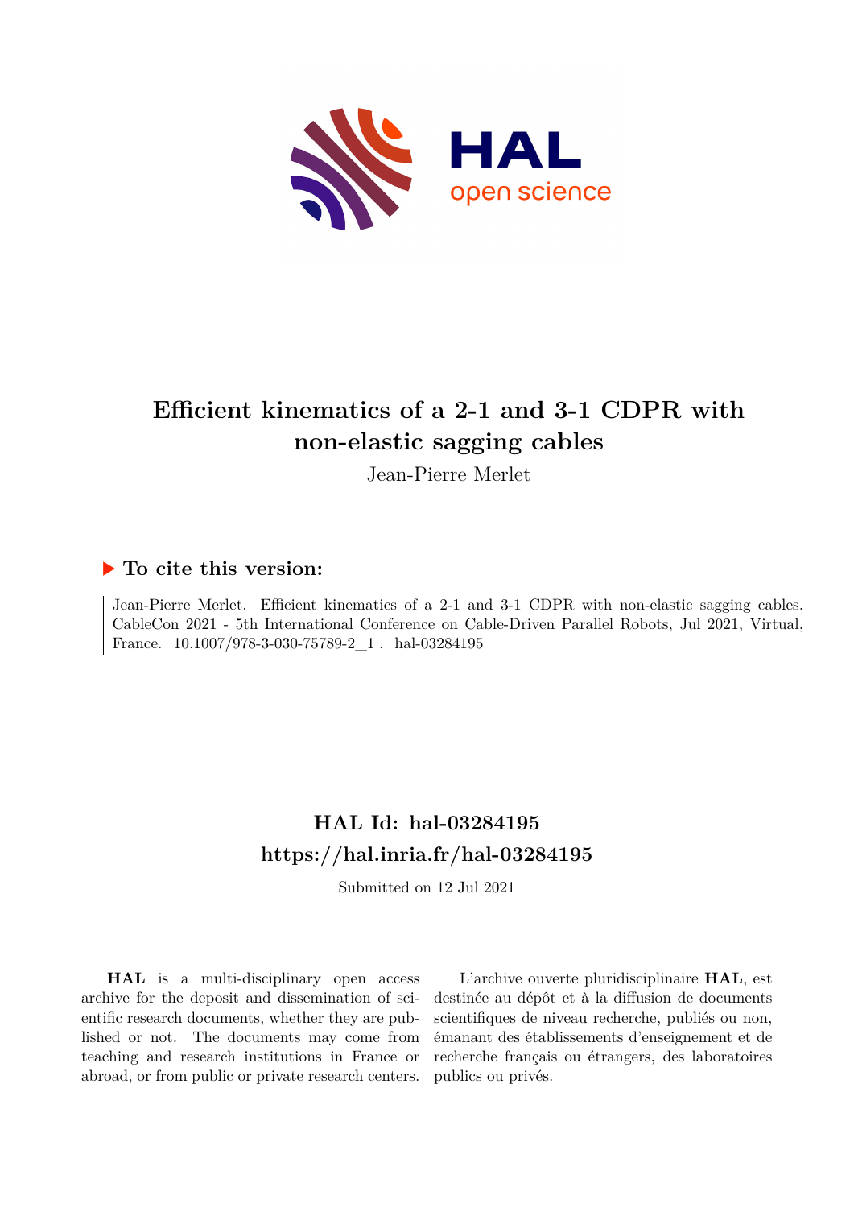# Efficient kinematics of a 2-1 and 3-1 CDPR with non-elastic sagging cables

Jean-Pierre Merlet

## ▶ To cite this version:

Jean-Pierre Merlet. Efficient kinematics of a 2-1 and 3-1 CDPR with non-elastic sagging cables. CableCon 2021 - 5th International Conference on Cable-Driven Parallel Robots, Jul 2021, Virtual, France. 10.1007/978-3-030-75789-2_1 . hal-03284195

## HAL Id: hal-03284195
## https://hal.inria.fr/hal-03284195

Submitted on 12 Jul 2021

**HAL** is a multi-disciplinary open access archive for the deposit and dissemination of scientific research documents, whether they are published or not. The documents may come from teaching and research institutions in France or abroad, or from public or private research centers.

L'archive ouverte pluridisciplinaire **HAL**, est destinée au dépôt et à la diffusion de documents scientifiques de niveau recherche, publiés ou non, émanant des établissements d'enseignement et de recherche français ou étrangers, des laboratoires publics ou privés.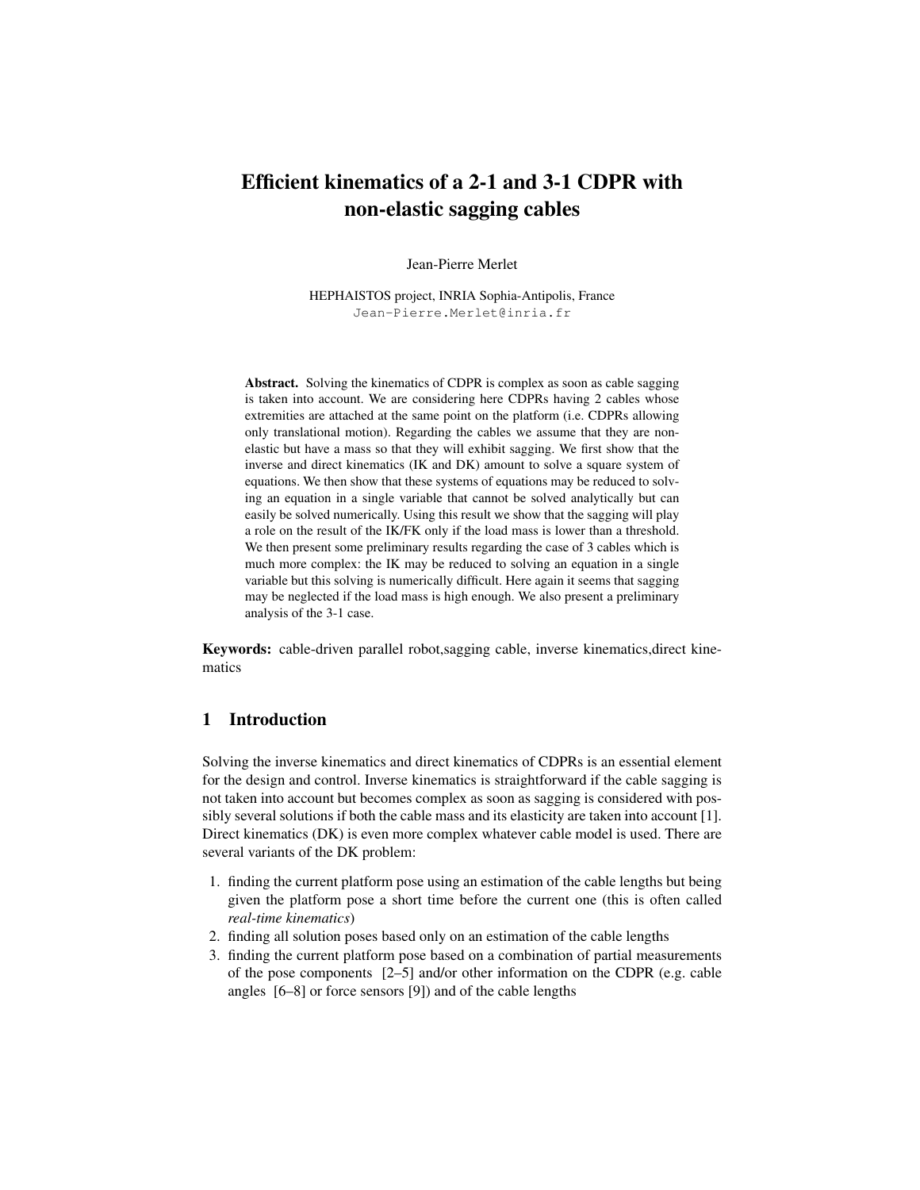# Efficient kinematics of a 2-1 and 3-1 CDPR with non-elastic sagging cables

Jean-Pierre Merlet

HEPHAISTOS project, INRIA Sophia-Antipolis, France
Jean-Pierre.Merlet@inria.fr

**Abstract.** Solving the kinematics of CDPR is complex as soon as cable sagging is taken into account. We are considering here CDPRs having 2 cables whose extremities are attached at the same point on the platform (i.e. CDPRs allowing only translational motion). Regarding the cables we assume that they are non-elastic but have a mass so that they will exhibit sagging. We first show that the inverse and direct kinematics (IK and DK) amount to solve a square system of equations. We then show that these systems of equations may be reduced to solving an equation in a single variable that cannot be solved analytically but can easily be solved numerically. Using this result we show that the sagging will play a role on the result of the IK/FK only if the load mass is lower than a threshold. We then present some preliminary results regarding the case of 3 cables which is much more complex: the IK may be reduced to solving an equation in a single variable but this solving is numerically difficult. Here again it seems that sagging may be neglected if the load mass is high enough. We also present a preliminary analysis of the 3-1 case.

**Keywords:** cable-driven parallel robot,sagging cable, inverse kinematics,direct kinematics

## 1 Introduction

Solving the inverse kinematics and direct kinematics of CDPRs is an essential element for the design and control. Inverse kinematics is straightforward if the cable sagging is not taken into account but becomes complex as soon as sagging is considered with possibly several solutions if both the cable mass and its elasticity are taken into account [1]. Direct kinematics (DK) is even more complex whatever cable model is used. There are several variants of the DK problem:

1. finding the current platform pose using an estimation of the cable lengths but being given the platform pose a short time before the current one (this is often called *real-time kinematics*)
2. finding all solution poses based only on an estimation of the cable lengths
3. finding the current platform pose based on a combination of partial measurements of the pose components [2–5] and/or other information on the CDPR (e.g. cable angles [6–8] or force sensors [9]) and of the cable lengths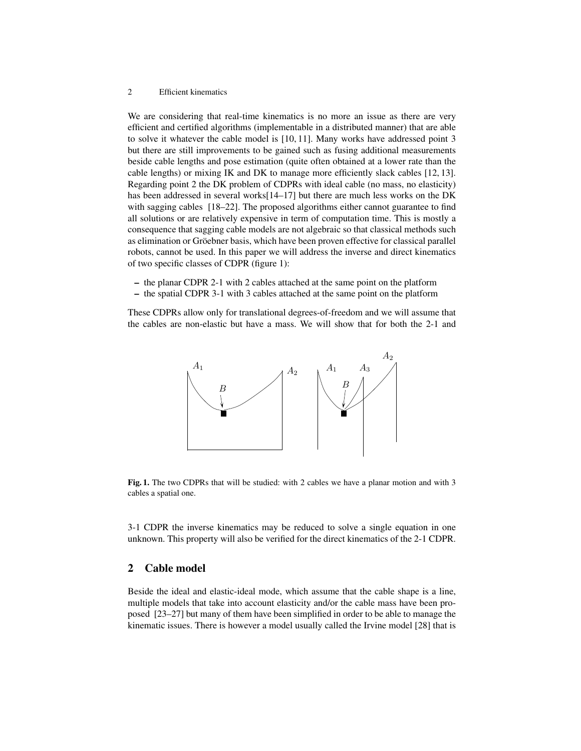We are considering that real-time kinematics is no more an issue as there are very efficient and certified algorithms (implementable in a distributed manner) that are able to solve it whatever the cable model is [10, 11]. Many works have addressed point 3 but there are still improvements to be gained such as fusing additional measurements beside cable lengths and pose estimation (quite often obtained at a lower rate than the cable lengths) or mixing IK and DK to manage more efficiently slack cables [12, 13]. Regarding point 2 the DK problem of CDPRs with ideal cable (no mass, no elasticity) has been addressed in several works[14–17] but there are much less works on the DK with sagging cables [18–22]. The proposed algorithms either cannot guarantee to find all solutions or are relatively expensive in term of computation time. This is mostly a consequence that sagging cable models are not algebraic so that classical methods such as elimination or Gröebner basis, which have been proven effective for classical parallel robots, cannot be used. In this paper we will address the inverse and direct kinematics of two specific classes of CDPR (figure 1):

- the planar CDPR 2-1 with 2 cables attached at the same point on the platform
- the spatial CDPR 3-1 with 3 cables attached at the same point on the platform

These CDPRs allow only for translational degrees-of-freedom and we will assume that the cables are non-elastic but have a mass. We will show that for both the 2-1 and 3-1 CDPR the inverse kinematics may be reduced to solve a single equation in one unknown. This property will also be verified for the direct kinematics of the 2-1 CDPR.

**Fig. 1.** The two CDPRs that will be studied: with 2 cables we have a planar motion and with 3 cables a spatial one.

## 2 Cable model

Beside the ideal and elastic-ideal mode, which assume that the cable shape is a line, multiple models that take into account elasticity and/or the cable mass have been proposed [23–27] but many of them have been simplified in order to be able to manage the kinematic issues. There is however a model usually called the Irvine model [28] that is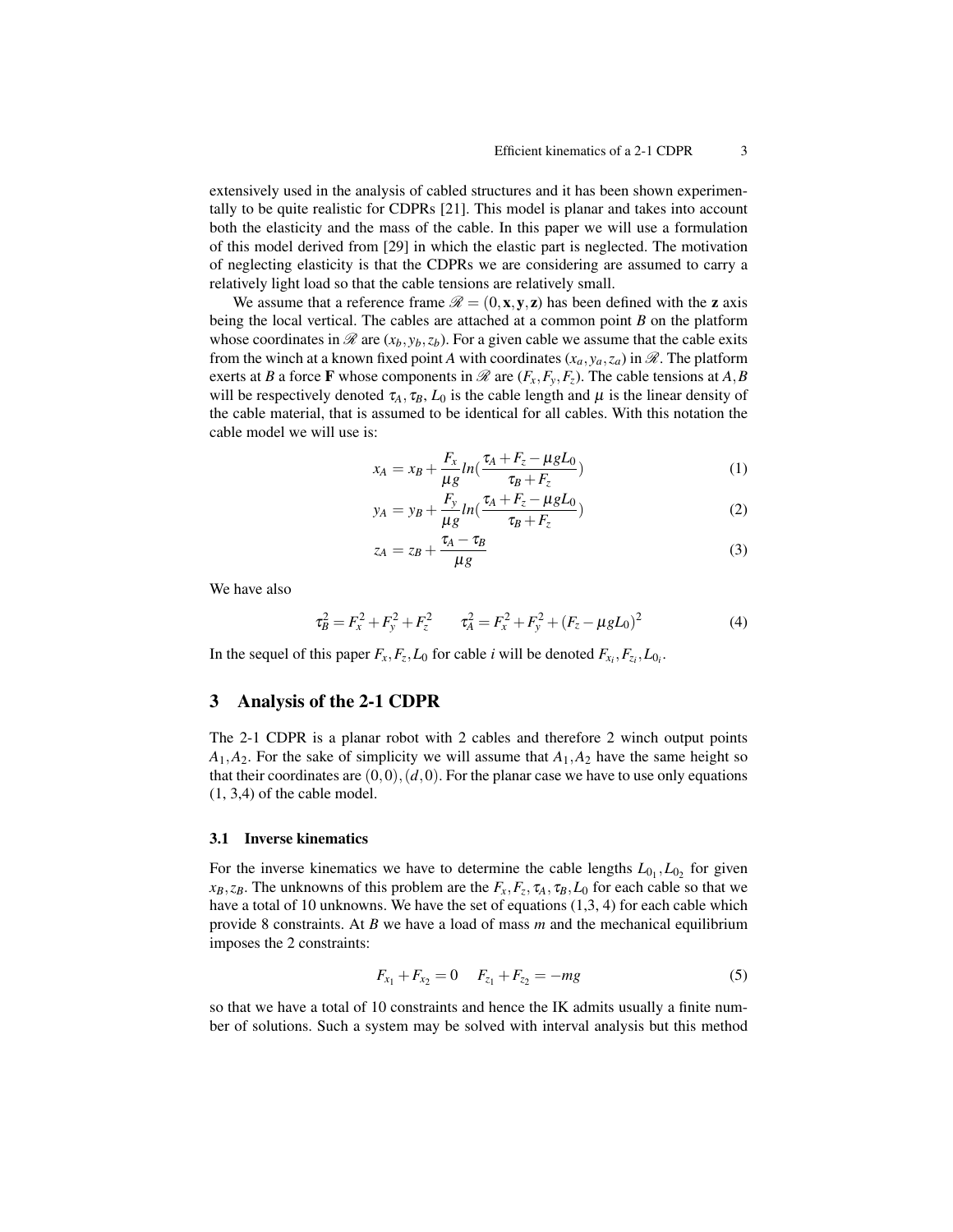extensively used in the analysis of cabled structures and it has been shown experimentally to be quite realistic for CDPRs [21]. This model is planar and takes into account both the elasticity and the mass of the cable. In this paper we will use a formulation of this model derived from [29] in which the elastic part is neglected. The motivation of neglecting elasticity is that the CDPRs we are considering are assumed to carry a relatively light load so that the cable tensions are relatively small.

We assume that a reference frame $\mathscr{R} = (0, \mathbf{x}, \mathbf{y}, \mathbf{z})$ has been defined with the $\mathbf{z}$ axis being the local vertical. The cables are attached at a common point $B$ on the platform whose coordinates in $\mathscr{R}$ are $(x_b, y_b, z_b)$. For a given cable we assume that the cable exits from the winch at a known fixed point $A$ with coordinates $(x_a, y_a, z_a)$ in $\mathscr{R}$. The platform exerts at $B$ a force $\mathbf{F}$ whose components in $\mathscr{R}$ are $(F_x, F_y, F_z)$. The cable tensions at $A, B$ will be respectively denoted $\tau_A, \tau_B$, $L_0$ is the cable length and $\mu$ is the linear density of the cable material, that is assumed to be identical for all cables. With this notation the cable model we will use is:

$$x_A = x_B + \frac{F_x}{\mu g} ln(\frac{\tau_A + F_z - \mu g L_0}{\tau_B + F_z}) \tag{1}$$

$$y_A = y_B + \frac{F_y}{\mu g} ln(\frac{\tau_A + F_z - \mu g L_0}{\tau_B + F_z}) \tag{2}$$

$$z_A = z_B + \frac{\tau_A - \tau_B}{\mu g} \tag{3}$$

We have also

$$\tau_B^2 = F_x^2 + F_y^2 + F_z^2 \qquad \tau_A^2 = F_x^2 + F_y^2 + (F_z - \mu g L_0)^2 \tag{4}$$

In the sequel of this paper $F_x, F_z, L_0$ for cable $i$ will be denoted $F_{x_i}, F_{z_i}, L_{0_i}$.

## 3 Analysis of the 2-1 CDPR

The 2-1 CDPR is a planar robot with 2 cables and therefore 2 winch output points $A_1, A_2$. For the sake of simplicity we will assume that $A_1, A_2$ have the same height so that their coordinates are $(0,0), (d,0)$. For the planar case we have to use only equations (1, 3,4) of the cable model.

### 3.1 Inverse kinematics

For the inverse kinematics we have to determine the cable lengths $L_{0_1}, L_{0_2}$ for given $x_B, z_B$. The unknowns of this problem are the $F_x, F_z, \tau_A, \tau_B, L_0$ for each cable so that we have a total of 10 unknowns. We have the set of equations (1,3, 4) for each cable which provide 8 constraints. At $B$ we have a load of mass $m$ and the mechanical equilibrium imposes the 2 constraints:

$$F_{x_1} + F_{x_2} = 0 \quad F_{z_1} + F_{z_2} = -mg \tag{5}$$

so that we have a total of 10 constraints and hence the IK admits usually a finite number of solutions. Such a system may be solved with interval analysis but this method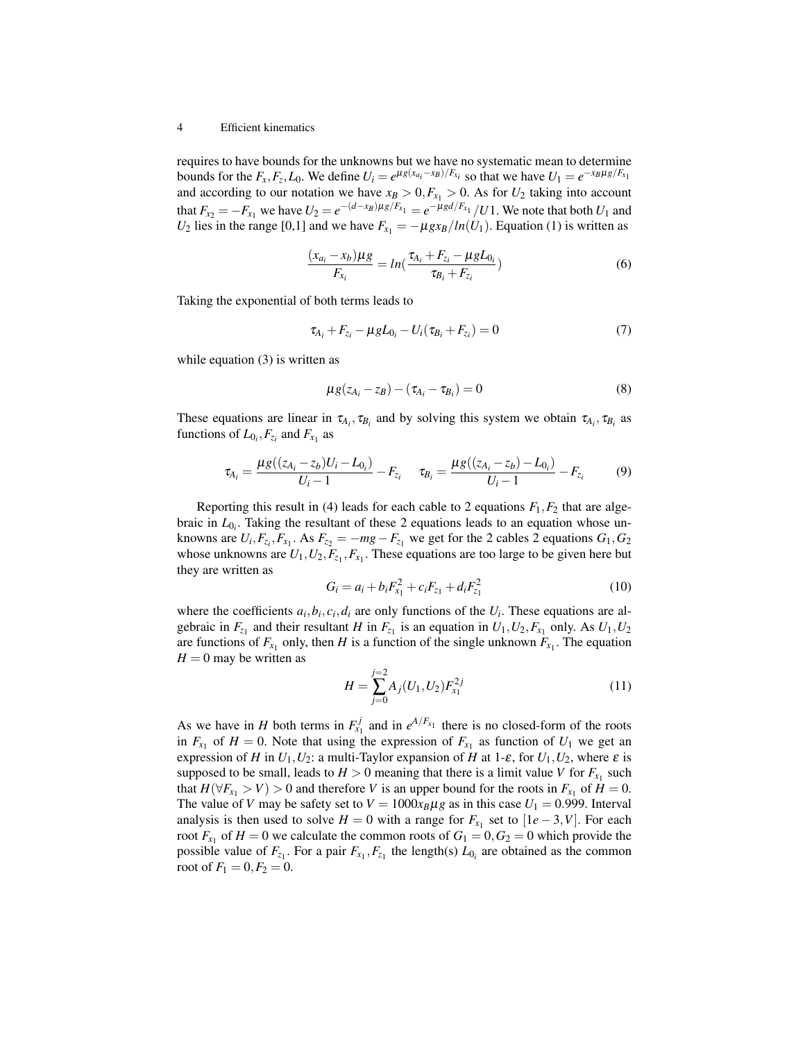requires to have bounds for the unknowns but we have no systematic mean to determine bounds for the $F_x, F_z, L_0$. We define $U_i = e^{\mu g(x_{a_i} - x_B)/F_{x_i}}$ so that we have $U_1 = e^{-x_B \mu g/F_{x_1}}$ and according to our notation we have $x_B > 0, F_{x_1} > 0$. As for $U_2$ taking into account that $F_{x_2} = -F_{x_1}$ we have $U_2 = e^{-(d-x_B)\mu g/F_{x_1}} = e^{-\mu g d/F_{x_1}}/U1$. We note that both $U_1$ and $U_2$ lies in the range [0,1] and we have $F_{x_1} = -\mu g x_B / ln(U_1)$. Equation (1) is written as

$$\frac{(x_{a_i} - x_b)\mu g}{F_{x_i}} = ln(\frac{\tau_{A_i} + F_{z_i} - \mu g L_{0_i}}{\tau_{B_i} + F_{z_i}}) \tag{6}$$

Taking the exponential of both terms leads to

$$\tau_{A_i} + F_{z_i} - \mu g L_{0_i} - U_i(\tau_{B_i} + F_{z_i}) = 0 \tag{7}$$

while equation (3) is written as

$$\mu g(z_{A_i} - z_B) - (\tau_{A_i} - \tau_{B_i}) = 0 \tag{8}$$

These equations are linear in $\tau_{A_i}, \tau_{B_i}$ and by solving this system we obtain $\tau_{A_i}, \tau_{B_i}$ as functions of $L_{0_i}, F_{z_i}$ and $F_{x_1}$ as

$$\tau_{A_i} = \frac{\mu g((z_{A_i} - z_b)U_i - L_{0_i})}{U_i - 1} - F_{z_i} \quad \tau_{B_i} = \frac{\mu g((z_{A_i} - z_b) - L_{0_i})}{U_i - 1} - F_{z_i} \tag{9}$$

Reporting this result in (4) leads for each cable to 2 equations $F_1, F_2$ that are algebraic in $L_{0_i}$. Taking the resultant of these 2 equations leads to an equation whose unknowns are $U_i, F_{z_i}, F_{x_1}$. As $F_{z_2} = -mg - F_{z_1}$ we get for the 2 cables 2 equations $G_1, G_2$ whose unknowns are $U_1, U_2, F_{z_1}, F_{x_1}$. These equations are too large to be given here but they are written as

$$G_i = a_i + b_i F_{x_1}^2 + c_i F_{z_1} + d_i F_{z_1}^2 \tag{10}$$

where the coefficients $a_i, b_i, c_i, d_i$ are only functions of the $U_i$. These equations are algebraic in $F_{z_1}$ and their resultant $H$ in $F_{z_1}$ is an equation in $U_1, U_2, F_{x_1}$ only. As $U_1, U_2$ are functions of $F_{x_1}$ only, then $H$ is a function of the single unknown $F_{x_1}$. The equation $H = 0$ may be written as

$$H = \sum_{j=0}^{j=2} A_j(U_1, U_2) F_{x_1}^{2j} \tag{11}$$

As we have in $H$ both terms in $F_{x_1}^j$ and in $e^{A/F_{x_1}}$ there is no closed-form of the roots in $F_{x_1}$ of $H = 0$. Note that using the expression of $F_{x_1}$ as function of $U_1$ we get an expression of $H$ in $U_1, U_2$: a multi-Taylor expansion of $H$ at 1-$\varepsilon$, for $U_1, U_2$, where $\varepsilon$ is supposed to be small, leads to $H > 0$ meaning that there is a limit value $V$ for $F_{x_1}$ such that $H(\forall F_{x_1} > V) > 0$ and therefore $V$ is an upper bound for the roots in $F_{x_1}$ of $H = 0$. The value of $V$ may be safety set to $V = 1000 x_B \mu g$ as in this case $U_1 = 0.999$. Interval analysis is then used to solve $H = 0$ with a range for $F_{x_1}$ set to $[1e-3, V]$. For each root $F_{x_1}$ of $H = 0$ we calculate the common roots of $G_1 = 0, G_2 = 0$ which provide the possible value of $F_{z_1}$. For a pair $F_{x_1}, F_{z_1}$ the length(s) $L_{0_i}$ are obtained as the common root of $F_1 = 0, F_2 = 0$.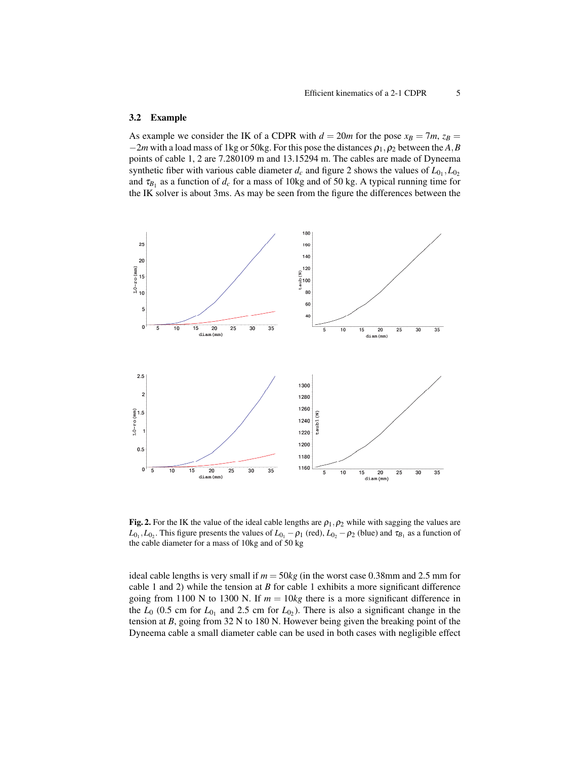### 3.2 Example

As example we consider the IK of a CDPR with $d = 20m$ for the pose $x_B = 7m$, $z_B = -2m$ with a load mass of 1kg or 50kg. For this pose the distances $\rho_1, \rho_2$ between the $A, B$ points of cable 1, 2 are 7.280109 m and 13.15294 m. The cables are made of Dyneema synthetic fiber with various cable diameter $d_c$ and figure 2 shows the values of $L_{0_1}, L_{0_2}$ and $\tau_{B_1}$ as a function of $d_c$ for a mass of 10kg and of 50 kg. A typical running time for the IK solver is about 3ms. As may be seen from the figure the differences between the ideal cable lengths is very small if $m = 50kg$ (in the worst case 0.38mm and 2.5 mm for cable 1 and 2) while the tension at $B$ for cable 1 exhibits a more significant difference going from 1100 N to 1300 N. If $m = 10kg$ there is a more significant difference in the $L_0$ (0.5 cm for $L_{0_1}$ and 2.5 cm for $L_{0_2}$). There is also a significant change in the tension at $B$, going from 32 N to 180 N. However being given the breaking point of the Dyneema cable a small diameter cable can be used in both cases with negligible effect

**Fig. 2.** For the IK the value of the ideal cable lengths are $\rho_1, \rho_2$ while with sagging the values are $L_{0_1}, L_{0_2}$. This figure presents the values of $L_{0_1} - \rho_1$ (red), $L_{0_2} - \rho_2$ (blue) and $\tau_{B_1}$ as a function of the cable diameter for a mass of 10kg and of 50 kg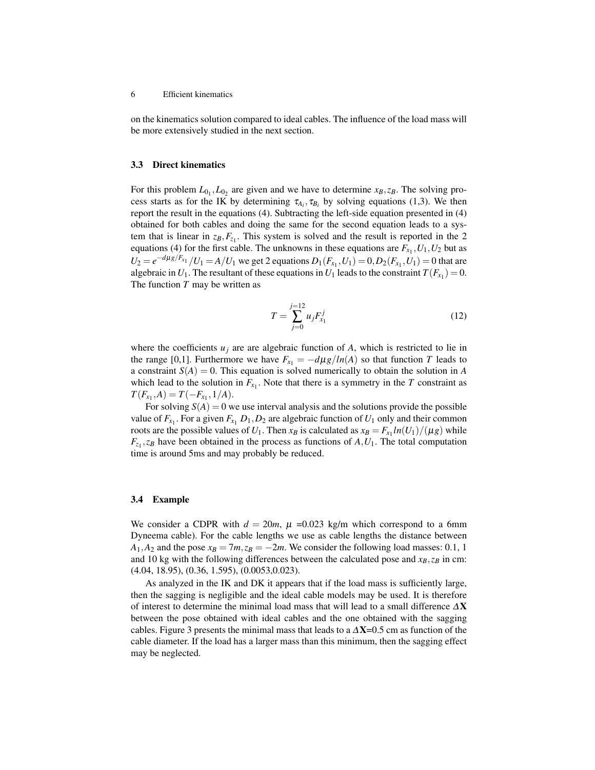on the kinematics solution compared to ideal cables. The influence of the load mass will be more extensively studied in the next section.

### 3.3 Direct kinematics

For this problem $L_{0_1}, L_{0_2}$ are given and we have to determine $x_B, z_B$. The solving process starts as for the IK by determining $\tau_{A_i}, \tau_{B_i}$ by solving equations (1,3). We then report the result in the equations (4). Subtracting the left-side equation presented in (4) obtained for both cables and doing the same for the second equation leads to a system that is linear in $z_B, F_{z_1}$. This system is solved and the result is reported in the 2 equations (4) for the first cable. The unknowns in these equations are $F_{x_1}, U_1, U_2$ but as $U_2 = e^{-d\mu g/F_{x_1}}/U_1 = A/U_1$ we get 2 equations $D_1(F_{x_1}, U_1) = 0, D_2(F_{x_1}, U_1) = 0$ that are algebraic in $U_1$. The resultant of these equations in $U_1$ leads to the constraint $T(F_{x_1}) = 0$. The function $T$ may be written as

$$T = \sum_{j=0}^{j=12} u_j F_{x_1}^j \tag{12}$$

where the coefficients $u_j$ are are algebraic function of $A$, which is restricted to lie in the range [0,1]. Furthermore we have $F_{x_1} = -d\mu g/ln(A)$ so that function $T$ leads to a constraint $S(A) = 0$. This equation is solved numerically to obtain the solution in $A$ which lead to the solution in $F_{x_1}$. Note that there is a symmetry in the $T$ constraint as $T(F_{x_1}, A) = T(-F_{x_1}, 1/A)$.

For solving $S(A) = 0$ we use interval analysis and the solutions provide the possible value of $F_{x_1}$. For a given $F_{x_1}$ $D_1, D_2$ are algebraic function of $U_1$ only and their common roots are the possible values of $U_1$. Then $x_B$ is calculated as $x_B = F_{x_1} ln(U_1)/(\mu g)$ while $F_{z_1}, z_B$ have been obtained in the process as functions of $A, U_1$. The total computation time is around 5ms and may probably be reduced.

### 3.4 Example

We consider a CDPR with $d = 20m$, $\mu$ =0.023 kg/m which correspond to a 6mm Dyneema cable). For the cable lengths we use as cable lengths the distance between $A_1, A_2$ and the pose $x_B = 7m, z_B = -2m$. We consider the following load masses: 0.1, 1 and 10 kg with the following differences between the calculated pose and $x_B, z_B$ in cm: (4.04, 18.95), (0.36, 1.595), (0.0053,0.023).

As analyzed in the IK and DK it appears that if the load mass is sufficiently large, then the sagging is negligible and the ideal cable models may be used. It is therefore of interest to determine the minimal load mass that will lead to a small difference $\Delta\mathbf{X}$ between the pose obtained with ideal cables and the one obtained with the sagging cables. Figure 3 presents the minimal mass that leads to a $\Delta\mathbf{X}$=0.5 cm as function of the cable diameter. If the load has a larger mass than this minimum, then the sagging effect may be neglected.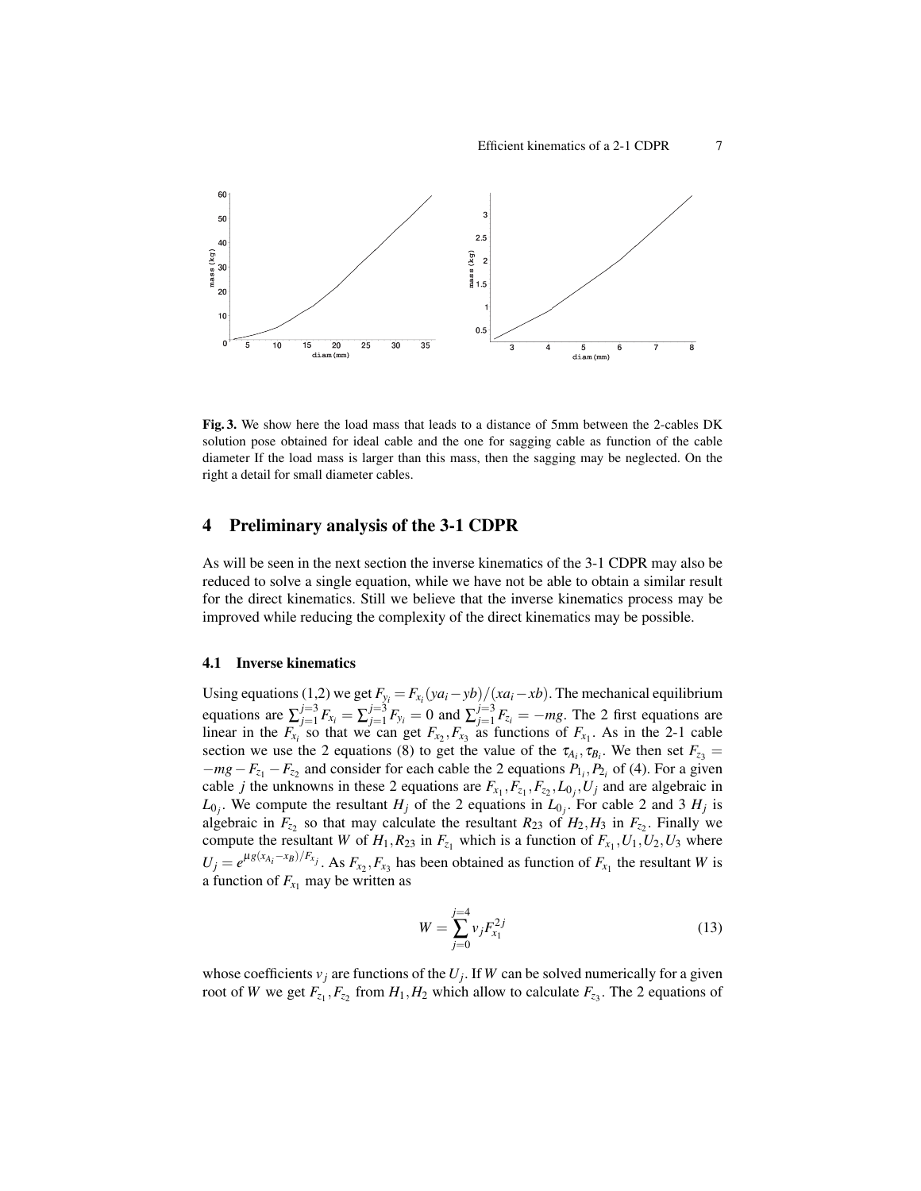**Fig. 3.** We show here the load mass that leads to a distance of 5mm between the 2-cables DK solution pose obtained for ideal cable and the one for sagging cable as function of the cable diameter If the load mass is larger than this mass, then the sagging may be neglected. On the right a detail for small diameter cables.

## 4 Preliminary analysis of the 3-1 CDPR

As will be seen in the next section the inverse kinematics of the 3-1 CDPR may also be reduced to solve a single equation, while we have not be able to obtain a similar result for the direct kinematics. Still we believe that the inverse kinematics process may be improved while reducing the complexity of the direct kinematics may be possible.

### 4.1 Inverse kinematics

Using equations (1,2) we get $F_{y_i} = F_{x_i}(ya_i - yb)/(xa_i - xb)$. The mechanical equilibrium equations are $\sum_{j=1}^{j=3} F_{x_i} = \sum_{j=1}^{j=3} F_{y_i} = 0$ and $\sum_{j=1}^{j=3} F_{z_i} = -mg$. The 2 first equations are linear in the $F_{x_i}$ so that we can get $F_{x_2}, F_{x_3}$ as functions of $F_{x_1}$. As in the 2-1 cable section we use the 2 equations (8) to get the value of the $\tau_{A_i}, \tau_{B_i}$. We then set $F_{z_3} = -mg - F_{z_1} - F_{z_2}$ and consider for each cable the 2 equations $P_{1_i}, P_{2_i}$ of (4). For a given cable $j$ the unknowns in these 2 equations are $F_{x_1}, F_{z_1}, F_{z_2}, L_{0_j}, U_j$ and are algebraic in $L_{0_j}$. We compute the resultant $H_j$ of the 2 equations in $L_{0_j}$. For cable 2 and 3 $H_j$ is algebraic in $F_{z_2}$ so that may calculate the resultant $R_{23}$ of $H_2, H_3$ in $F_{z_2}$. Finally we compute the resultant $W$ of $H_1, R_{23}$ in $F_{z_1}$ which is a function of $F_{x_1}, U_1, U_2, U_3$ where $U_j = e^{\mu g(x_{A_i} - x_B)/F_{x_j}}$. As $F_{x_2}, F_{x_3}$ has been obtained as function of $F_{x_1}$ the resultant $W$ is a function of $F_{x_1}$ may be written as

$$W = \sum_{j=0}^{j=4} v_j F_{x_1}^{2j} \tag{13}$$

whose coefficients $v_j$ are functions of the $U_j$. If $W$ can be solved numerically for a given root of $W$ we get $F_{z_1}, F_{z_2}$ from $H_1, H_2$ which allow to calculate $F_{z_3}$. The 2 equations of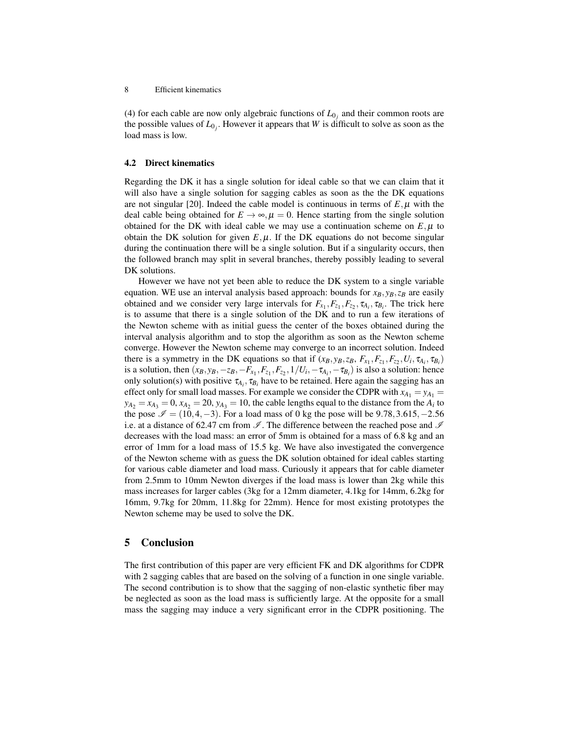(4) for each cable are now only algebraic functions of $L_{0_j}$ and their common roots are the possible values of $L_{0_j}$. However it appears that $W$ is difficult to solve as soon as the load mass is low.

### 4.2 Direct kinematics

Regarding the DK it has a single solution for ideal cable so that we can claim that it will also have a single solution for sagging cables as soon as the the DK equations are not singular [20]. Indeed the cable model is continuous in terms of $E,\mu$ with the deal cable being obtained for $E \rightarrow \infty, \mu = 0$. Hence starting from the single solution obtained for the DK with ideal cable we may use a continuation scheme on $E,\mu$ to obtain the DK solution for given $E,\mu$. If the DK equations do not become singular during the continuation there will be a single solution. But if a singularity occurs, then the followed branch may split in several branches, thereby possibly leading to several DK solutions.

However we have not yet been able to reduce the DK system to a single variable equation. WE use an interval analysis based approach: bounds for $x_B, y_B, z_B$ are easily obtained and we consider very large intervals for $F_{x_1}, F_{z_1}, F_{z_2}, \tau_{A_i}, \tau_{B_i}$. The trick here is to assume that there is a single solution of the DK and to run a few iterations of the Newton scheme with as initial guess the center of the boxes obtained during the interval analysis algorithm and to stop the algorithm as soon as the Newton scheme converge. However the Newton scheme may converge to an incorrect solution. Indeed there is a symmetry in the DK equations so that if $(x_B, y_B, z_B, F_{x_1}, F_{z_1}, F_{z_2}, U_i, \tau_{A_i}, \tau_{B_i})$ is a solution, then $(x_B, y_B, -z_B, -F_{x_1}, F_{z_1}, F_{z_2}, 1/U_i, -\tau_{A_i}, -\tau_{B_i})$ is also a solution: hence only solution(s) with positive $\tau_{A_i}, \tau_{B_i}$ have to be retained. Here again the sagging has an effect only for small load masses. For example we consider the CDPR with $x_{A_1} = y_{A_1} = y_{A_2} = x_{A_3} = 0$, $x_{A_2} = 20$, $y_{A_3} = 10$, the cable lengths equal to the distance from the $A_i$ to the pose $\mathscr{I} = (10, 4, -3)$. For a load mass of 0 kg the pose will be $9.78, 3.615, -2.56$ i.e. at a distance of 62.47 cm from $\mathscr{I}$. The difference between the reached pose and $\mathscr{I}$ decreases with the load mass: an error of 5mm is obtained for a mass of 6.8 kg and an error of 1mm for a load mass of 15.5 kg. We have also investigated the convergence of the Newton scheme with as guess the DK solution obtained for ideal cables starting for various cable diameter and load mass. Curiously it appears that for cable diameter from 2.5mm to 10mm Newton diverges if the load mass is lower than 2kg while this mass increases for larger cables (3kg for a 12mm diameter, 4.1kg for 14mm, 6.2kg for 16mm, 9.7kg for 20mm, 11.8kg for 22mm). Hence for most existing prototypes the Newton scheme may be used to solve the DK.

## 5 Conclusion

The first contribution of this paper are very efficient FK and DK algorithms for CDPR with 2 sagging cables that are based on the solving of a function in one single variable. The second contribution is to show that the sagging of non-elastic synthetic fiber may be neglected as soon as the load mass is sufficiently large. At the opposite for a small mass the sagging may induce a very significant error in the CDPR positioning. The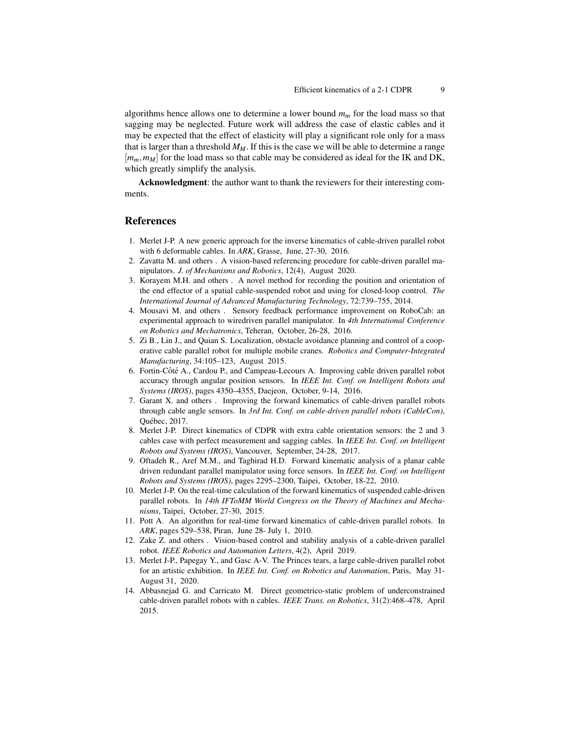algorithms hence allows one to determine a lower bound $m_m$ for the load mass so that sagging may be neglected. Future work will address the case of elastic cables and it may be expected that the effect of elasticity will play a significant role only for a mass that is larger than a threshold $M_M$. If this is the case we will be able to determine a range $[m_m, m_M]$ for the load mass so that cable may be considered as ideal for the IK and DK, which greatly simplify the analysis.

**Acknowledgment**: the author want to thank the reviewers for their interesting comments.

## References

1. Merlet J-P. A new generic approach for the inverse kinematics of cable-driven parallel robot with 6 deformable cables. In *ARK*, Grasse, June, 27-30, 2016.
2. Zavatta M. and others . A vision-based referencing procedure for cable-driven parallel manipulators. *J. of Mechanisms and Robotics*, 12(4), August 2020.
3. Korayem M.H. and others . A novel method for recording the position and orientation of the end effector of a spatial cable-suspended robot and using for closed-loop control. *The International Journal of Advanced Manufacturing Technology*, 72:739–755, 2014.
4. Mousavi M. and others . Sensory feedback performance improvement on RoboCab: an experimental approach to wiredriven parallel manipulator. In *4th International Conference on Robotics and Mechatronics*, Teheran, October, 26-28, 2016.
5. Zi B., Lin J., and Quian S. Localization, obstacle avoidance planning and control of a cooperative cable parallel robot for multiple mobile cranes. *Robotics and Computer-Integrated Manufacturing*, 34:105–123, August 2015.
6. Fortin-Côté A., Cardou P., and Campeau-Lecours A. Improving cable driven parallel robot accuracy through angular position sensors. In *IEEE Int. Conf. on Intelligent Robots and Systems (IROS)*, pages 4350–4355, Daejeon, October, 9-14, 2016.
7. Garant X. and others . Improving the forward kinematics of cable-driven parallel robots through cable angle sensors. In *3rd Int. Conf. on cable-driven parallel robots (CableCon)*, Québec, 2017.
8. Merlet J-P. Direct kinematics of CDPR with extra cable orientation sensors: the 2 and 3 cables case with perfect measurement and sagging cables. In *IEEE Int. Conf. on Intelligent Robots and Systems (IROS)*, Vancouver, September, 24-28, 2017.
9. Oftadeh R., Aref M.M., and Taghirad H.D. Forward kinematic analysis of a planar cable driven redundant parallel manipulator using force sensors. In *IEEE Int. Conf. on Intelligent Robots and Systems (IROS)*, pages 2295–2300, Taipei, October, 18-22, 2010.
10. Merlet J-P. On the real-time calculation of the forward kinematics of suspended cable-driven parallel robots. In *14th IFToMM World Congress on the Theory of Machines and Mechanisms*, Taipei, October, 27-30, 2015.
11. Pott A. An algorithm for real-time forward kinematics of cable-driven parallel robots. In *ARK*, pages 529–538, Piran, June 28- July 1, 2010.
12. Zake Z. and others . Vision-based control and stability analysis of a cable-driven parallel robot. *IEEE Robotics and Automation Letters*, 4(2), April 2019.
13. Merlet J-P., Papegay Y., and Gasc A-V. The Princes tears, a large cable-driven parallel robot for an artistic exhibition. In *IEEE Int. Conf. on Robotics and Automation*, Paris, May 31-August 31, 2020.
14. Abbasnejad G. and Carricato M. Direct geometrico-static problem of underconstrained cable-driven parallel robots with n cables. *IEEE Trans. on Robotics*, 31(2):468–478, April 2015.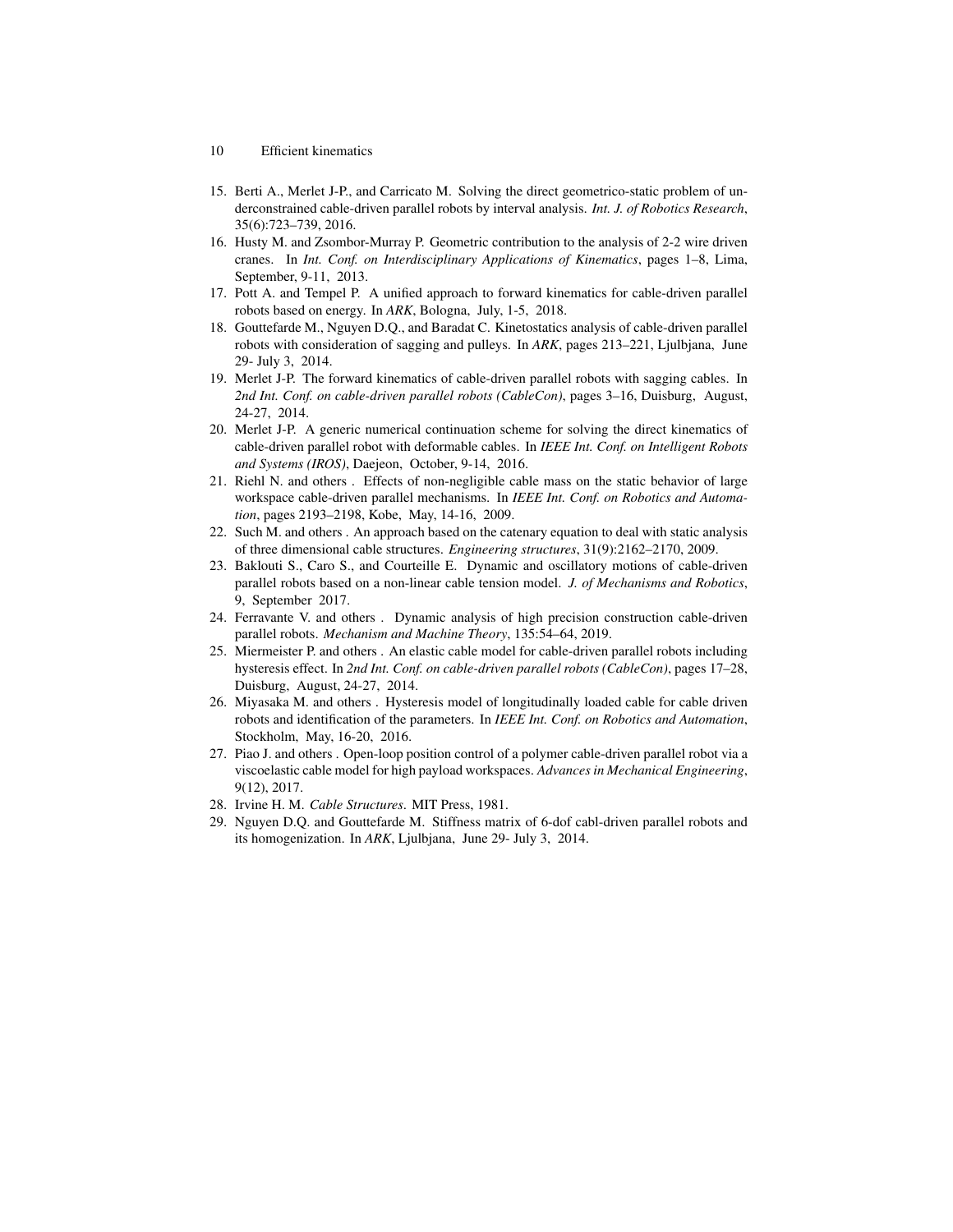15. Berti A., Merlet J-P., and Carricato M. Solving the direct geometrico-static problem of underconstrained cable-driven parallel robots by interval analysis. *Int. J. of Robotics Research*, 35(6):723–739, 2016.
16. Husty M. and Zsombor-Murray P. Geometric contribution to the analysis of 2-2 wire driven cranes. In *Int. Conf. on Interdisciplinary Applications of Kinematics*, pages 1–8, Lima, September, 9-11, 2013.
17. Pott A. and Tempel P. A unified approach to forward kinematics for cable-driven parallel robots based on energy. In *ARK*, Bologna, July, 1-5, 2018.
18. Gouttefarde M., Nguyen D.Q., and Baradat C. Kinetostatics analysis of cable-driven parallel robots with consideration of sagging and pulleys. In *ARK*, pages 213–221, Ljulbjana, June 29- July 3, 2014.
19. Merlet J-P. The forward kinematics of cable-driven parallel robots with sagging cables. In *2nd Int. Conf. on cable-driven parallel robots (CableCon)*, pages 3–16, Duisburg, August, 24-27, 2014.
20. Merlet J-P. A generic numerical continuation scheme for solving the direct kinematics of cable-driven parallel robot with deformable cables. In *IEEE Int. Conf. on Intelligent Robots and Systems (IROS)*, Daejeon, October, 9-14, 2016.
21. Riehl N. and others . Effects of non-negligible cable mass on the static behavior of large workspace cable-driven parallel mechanisms. In *IEEE Int. Conf. on Robotics and Automation*, pages 2193–2198, Kobe, May, 14-16, 2009.
22. Such M. and others . An approach based on the catenary equation to deal with static analysis of three dimensional cable structures. *Engineering structures*, 31(9):2162–2170, 2009.
23. Baklouti S., Caro S., and Courteille E. Dynamic and oscillatory motions of cable-driven parallel robots based on a non-linear cable tension model. *J. of Mechanisms and Robotics*, 9, September 2017.
24. Ferravante V. and others . Dynamic analysis of high precision construction cable-driven parallel robots. *Mechanism and Machine Theory*, 135:54–64, 2019.
25. Miermeister P. and others . An elastic cable model for cable-driven parallel robots including hysteresis effect. In *2nd Int. Conf. on cable-driven parallel robots (CableCon)*, pages 17–28, Duisburg, August, 24-27, 2014.
26. Miyasaka M. and others . Hysteresis model of longitudinally loaded cable for cable driven robots and identification of the parameters. In *IEEE Int. Conf. on Robotics and Automation*, Stockholm, May, 16-20, 2016.
27. Piao J. and others . Open-loop position control of a polymer cable-driven parallel robot via a viscoelastic cable model for high payload workspaces. *Advances in Mechanical Engineering*, 9(12), 2017.
28. Irvine H. M. *Cable Structures*. MIT Press, 1981.
29. Nguyen D.Q. and Gouttefarde M. Stiffness matrix of 6-dof cabl-driven parallel robots and its homogenization. In *ARK*, Ljulbjana, June 29- July 3, 2014.